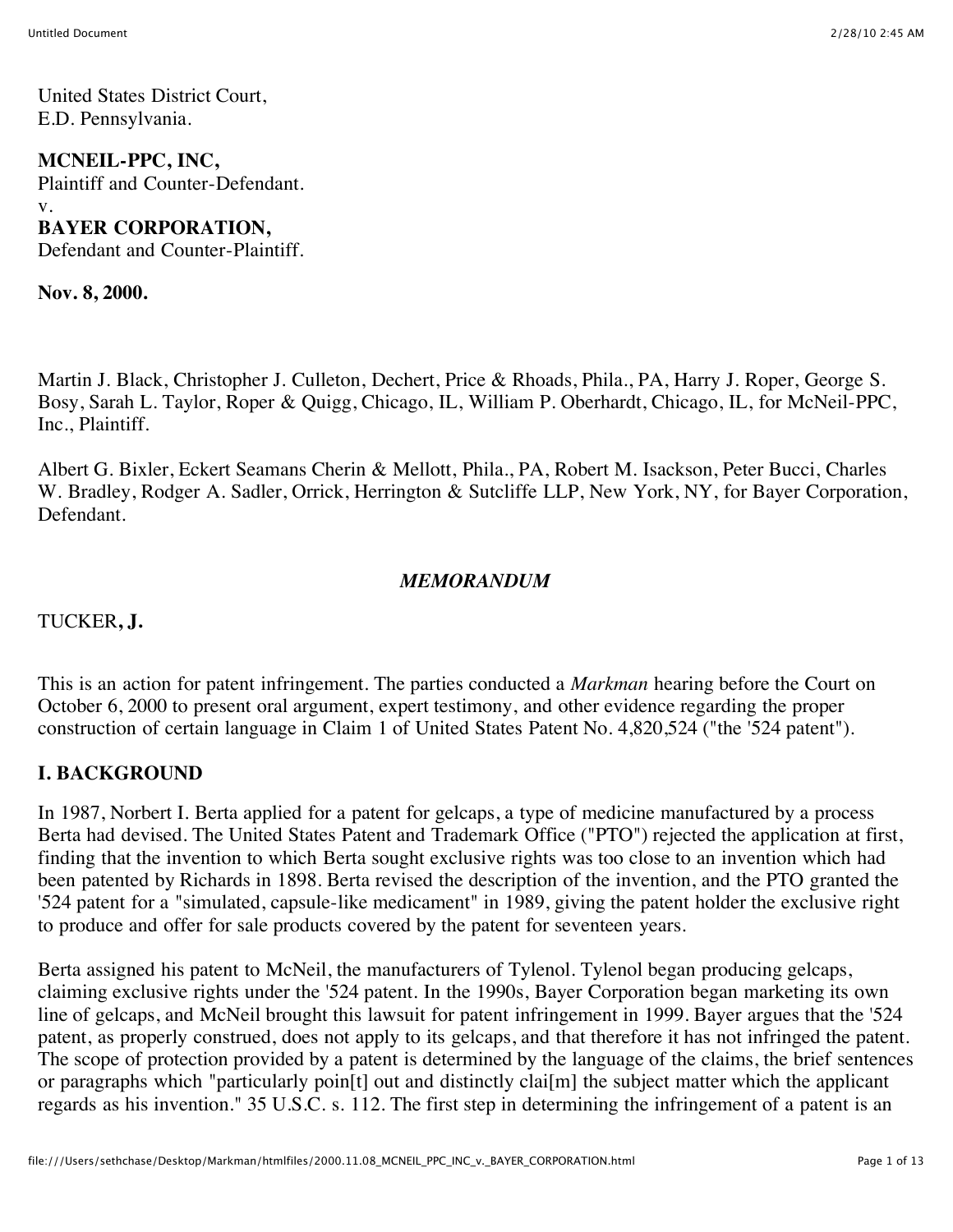United States District Court,
E.D. Pennsylvania.

**MCNEIL-PPC, INC,**
Plaintiff and Counter-Defendant.
v.
**BAYER CORPORATION,**
Defendant and Counter-Plaintiff.

**Nov. 8, 2000.**

Martin J. Black, Christopher J. Culleton, Dechert, Price & Rhoads, Phila., PA, Harry J. Roper, George S. Bosy, Sarah L. Taylor, Roper & Quigg, Chicago, IL, William P. Oberhardt, Chicago, IL, for McNeil-PPC, Inc., Plaintiff.

Albert G. Bixler, Eckert Seamans Cherin & Mellott, Phila., PA, Robert M. Isackson, Peter Bucci, Charles W. Bradley, Rodger A. Sadler, Orrick, Herrington & Sutcliffe LLP, New York, NY, for Bayer Corporation, Defendant.

*MEMORANDUM*

TUCKER**, J.**

This is an action for patent infringement. The parties conducted a *Markman* hearing before the Court on October 6, 2000 to present oral argument, expert testimony, and other evidence regarding the proper construction of certain language in Claim 1 of United States Patent No. 4,820,524 ("the '524 patent").

## I. BACKGROUND

In 1987, Norbert I. Berta applied for a patent for gelcaps, a type of medicine manufactured by a process Berta had devised. The United States Patent and Trademark Office ("PTO") rejected the application at first, finding that the invention to which Berta sought exclusive rights was too close to an invention which had been patented by Richards in 1898. Berta revised the description of the invention, and the PTO granted the '524 patent for a "simulated, capsule-like medicament" in 1989, giving the patent holder the exclusive right to produce and offer for sale products covered by the patent for seventeen years.

Berta assigned his patent to McNeil, the manufacturers of Tylenol. Tylenol began producing gelcaps, claiming exclusive rights under the '524 patent. In the 1990s, Bayer Corporation began marketing its own line of gelcaps, and McNeil brought this lawsuit for patent infringement in 1999. Bayer argues that the '524 patent, as properly construed, does not apply to its gelcaps, and that therefore it has not infringed the patent. The scope of protection provided by a patent is determined by the language of the claims, the brief sentences or paragraphs which "particularly poin[t] out and distinctly clai[m] the subject matter which the applicant regards as his invention." 35 U.S.C. s. 112. The first step in determining the infringement of a patent is an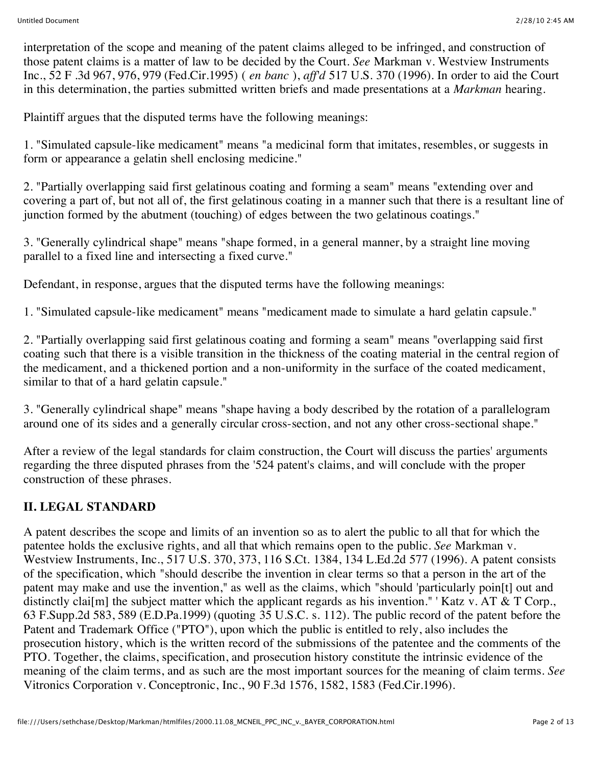interpretation of the scope and meaning of the patent claims alleged to be infringed, and construction of those patent claims is a matter of law to be decided by the Court. *See* Markman v. Westview Instruments Inc., 52 F .3d 967, 976, 979 (Fed.Cir.1995) ( *en banc* ), *aff'd* 517 U.S. 370 (1996). In order to aid the Court in this determination, the parties submitted written briefs and made presentations at a *Markman* hearing.

Plaintiff argues that the disputed terms have the following meanings:

1. "Simulated capsule-like medicament" means "a medicinal form that imitates, resembles, or suggests in form or appearance a gelatin shell enclosing medicine."

2. "Partially overlapping said first gelatinous coating and forming a seam" means "extending over and covering a part of, but not all of, the first gelatinous coating in a manner such that there is a resultant line of junction formed by the abutment (touching) of edges between the two gelatinous coatings."

3. "Generally cylindrical shape" means "shape formed, in a general manner, by a straight line moving parallel to a fixed line and intersecting a fixed curve."

Defendant, in response, argues that the disputed terms have the following meanings:

1. "Simulated capsule-like medicament" means "medicament made to simulate a hard gelatin capsule."

2. "Partially overlapping said first gelatinous coating and forming a seam" means "overlapping said first coating such that there is a visible transition in the thickness of the coating material in the central region of the medicament, and a thickened portion and a non-uniformity in the surface of the coated medicament, similar to that of a hard gelatin capsule."

3. "Generally cylindrical shape" means "shape having a body described by the rotation of a parallelogram around one of its sides and a generally circular cross-section, and not any other cross-sectional shape."

After a review of the legal standards for claim construction, the Court will discuss the parties' arguments regarding the three disputed phrases from the '524 patent's claims, and will conclude with the proper construction of these phrases.

## II. LEGAL STANDARD

A patent describes the scope and limits of an invention so as to alert the public to all that for which the patentee holds the exclusive rights, and all that which remains open to the public. *See* Markman v. Westview Instruments, Inc., 517 U.S. 370, 373, 116 S.Ct. 1384, 134 L.Ed.2d 577 (1996). A patent consists of the specification, which "should describe the invention in clear terms so that a person in the art of the patent may make and use the invention," as well as the claims, which "should 'particularly poin[t] out and distinctly clai[m] the subject matter which the applicant regards as his invention." ' Katz v. AT & T Corp., 63 F.Supp.2d 583, 589 (E.D.Pa.1999) (quoting 35 U.S.C. s. 112). The public record of the patent before the Patent and Trademark Office ("PTO"), upon which the public is entitled to rely, also includes the prosecution history, which is the written record of the submissions of the patentee and the comments of the PTO. Together, the claims, specification, and prosecution history constitute the intrinsic evidence of the meaning of the claim terms, and as such are the most important sources for the meaning of claim terms. *See* Vitronics Corporation v. Conceptronic, Inc., 90 F.3d 1576, 1582, 1583 (Fed.Cir.1996).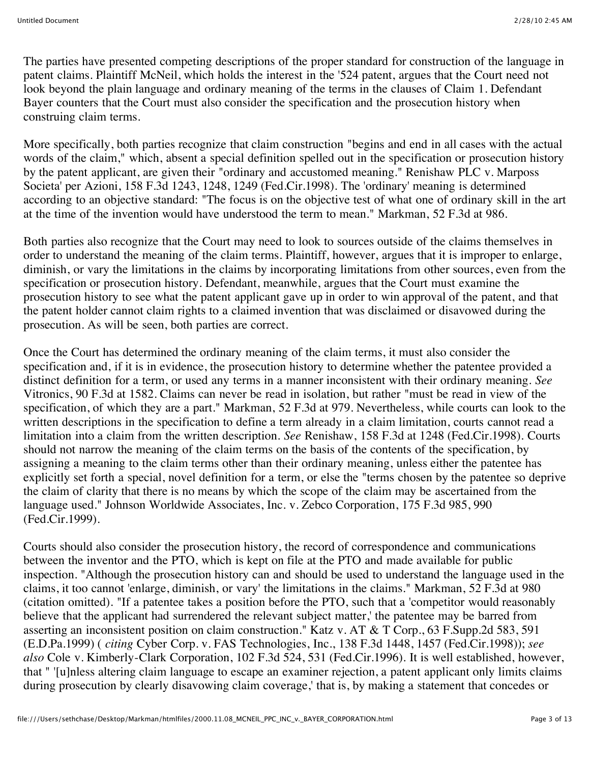The parties have presented competing descriptions of the proper standard for construction of the language in patent claims. Plaintiff McNeil, which holds the interest in the '524 patent, argues that the Court need not look beyond the plain language and ordinary meaning of the terms in the clauses of Claim 1. Defendant Bayer counters that the Court must also consider the specification and the prosecution history when construing claim terms.

More specifically, both parties recognize that claim construction "begins and end in all cases with the actual words of the claim," which, absent a special definition spelled out in the specification or prosecution history by the patent applicant, are given their "ordinary and accustomed meaning." Renishaw PLC v. Marposs Societa' per Azioni, 158 F.3d 1243, 1248, 1249 (Fed.Cir.1998). The 'ordinary' meaning is determined according to an objective standard: "The focus is on the objective test of what one of ordinary skill in the art at the time of the invention would have understood the term to mean." Markman, 52 F.3d at 986.

Both parties also recognize that the Court may need to look to sources outside of the claims themselves in order to understand the meaning of the claim terms. Plaintiff, however, argues that it is improper to enlarge, diminish, or vary the limitations in the claims by incorporating limitations from other sources, even from the specification or prosecution history. Defendant, meanwhile, argues that the Court must examine the prosecution history to see what the patent applicant gave up in order to win approval of the patent, and that the patent holder cannot claim rights to a claimed invention that was disclaimed or disavowed during the prosecution. As will be seen, both parties are correct.

Once the Court has determined the ordinary meaning of the claim terms, it must also consider the specification and, if it is in evidence, the prosecution history to determine whether the patentee provided a distinct definition for a term, or used any terms in a manner inconsistent with their ordinary meaning. *See* Vitronics, 90 F.3d at 1582. Claims can never be read in isolation, but rather "must be read in view of the specification, of which they are a part." Markman, 52 F.3d at 979. Nevertheless, while courts can look to the written descriptions in the specification to define a term already in a claim limitation, courts cannot read a limitation into a claim from the written description. *See* Renishaw, 158 F.3d at 1248 (Fed.Cir.1998). Courts should not narrow the meaning of the claim terms on the basis of the contents of the specification, by assigning a meaning to the claim terms other than their ordinary meaning, unless either the patentee has explicitly set forth a special, novel definition for a term, or else the "terms chosen by the patentee so deprive the claim of clarity that there is no means by which the scope of the claim may be ascertained from the language used." Johnson Worldwide Associates, Inc. v. Zebco Corporation, 175 F.3d 985, 990 (Fed.Cir.1999).

Courts should also consider the prosecution history, the record of correspondence and communications between the inventor and the PTO, which is kept on file at the PTO and made available for public inspection. "Although the prosecution history can and should be used to understand the language used in the claims, it too cannot 'enlarge, diminish, or vary' the limitations in the claims." Markman, 52 F.3d at 980 (citation omitted). "If a patentee takes a position before the PTO, such that a 'competitor would reasonably believe that the applicant had surrendered the relevant subject matter,' the patentee may be barred from asserting an inconsistent position on claim construction." Katz v. AT & T Corp., 63 F.Supp.2d 583, 591 (E.D.Pa.1999) ( *citing* Cyber Corp. v. FAS Technologies, Inc., 138 F.3d 1448, 1457 (Fed.Cir.1998)); *see also* Cole v. Kimberly-Clark Corporation, 102 F.3d 524, 531 (Fed.Cir.1996). It is well established, however, that " '[u]nless altering claim language to escape an examiner rejection, a patent applicant only limits claims during prosecution by clearly disavowing claim coverage,' that is, by making a statement that concedes or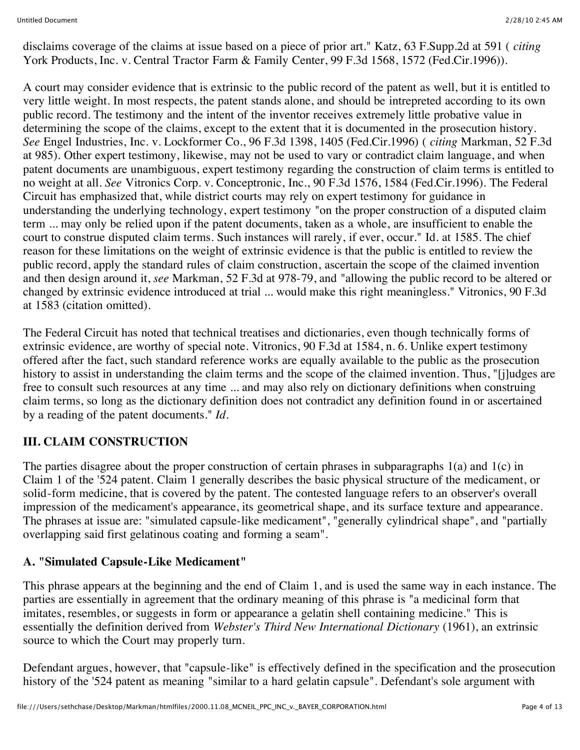disclaims coverage of the claims at issue based on a piece of prior art." Katz, 63 F.Supp.2d at 591 ( *citing* York Products, Inc. v. Central Tractor Farm & Family Center, 99 F.3d 1568, 1572 (Fed.Cir.1996)).

A court may consider evidence that is extrinsic to the public record of the patent as well, but it is entitled to very little weight. In most respects, the patent stands alone, and should be intrepreted according to its own public record. The testimony and the intent of the inventor receives extremely little probative value in determining the scope of the claims, except to the extent that it is documented in the prosecution history. *See* Engel Industries, Inc. v. Lockformer Co., 96 F.3d 1398, 1405 (Fed.Cir.1996) ( *citing* Markman, 52 F.3d at 985). Other expert testimony, likewise, may not be used to vary or contradict claim language, and when patent documents are unambiguous, expert testimony regarding the construction of claim terms is entitled to no weight at all. *See* Vitronics Corp. v. Conceptronic, Inc., 90 F.3d 1576, 1584 (Fed.Cir.1996). The Federal Circuit has emphasized that, while district courts may rely on expert testimony for guidance in understanding the underlying technology, expert testimony "on the proper construction of a disputed claim term ... may only be relied upon if the patent documents, taken as a whole, are insufficient to enable the court to construe disputed claim terms. Such instances will rarely, if ever, occur." Id. at 1585. The chief reason for these limitations on the weight of extrinsic evidence is that the public is entitled to review the public record, apply the standard rules of claim construction, ascertain the scope of the claimed invention and then design around it, *see* Markman, 52 F.3d at 978-79, and "allowing the public record to be altered or changed by extrinsic evidence introduced at trial ... would make this right meaningless." Vitronics, 90 F.3d at 1583 (citation omitted).

The Federal Circuit has noted that technical treatises and dictionaries, even though technically forms of extrinsic evidence, are worthy of special note. Vitronics, 90 F.3d at 1584, n. 6. Unlike expert testimony offered after the fact, such standard reference works are equally available to the public as the prosecution history to assist in understanding the claim terms and the scope of the claimed invention. Thus, "[j]udges are free to consult such resources at any time ... and may also rely on dictionary definitions when construing claim terms, so long as the dictionary definition does not contradict any definition found in or ascertained by a reading of the patent documents." *Id*.

## III. CLAIM CONSTRUCTION

The parties disagree about the proper construction of certain phrases in subparagraphs 1(a) and 1(c) in Claim 1 of the '524 patent. Claim 1 generally describes the basic physical structure of the medicament, or solid-form medicine, that is covered by the patent. The contested language refers to an observer's overall impression of the medicament's appearance, its geometrical shape, and its surface texture and appearance. The phrases at issue are: "simulated capsule-like medicament", "generally cylindrical shape", and "partially overlapping said first gelatinous coating and forming a seam".

### A. "Simulated Capsule-Like Medicament"

This phrase appears at the beginning and the end of Claim 1, and is used the same way in each instance. The parties are essentially in agreement that the ordinary meaning of this phrase is "a medicinal form that imitates, resembles, or suggests in form or appearance a gelatin shell containing medicine." This is essentially the definition derived from *Webster's Third New International Dictionary* (1961), an extrinsic source to which the Court may properly turn.

Defendant argues, however, that "capsule-like" is effectively defined in the specification and the prosecution history of the '524 patent as meaning "similar to a hard gelatin capsule". Defendant's sole argument with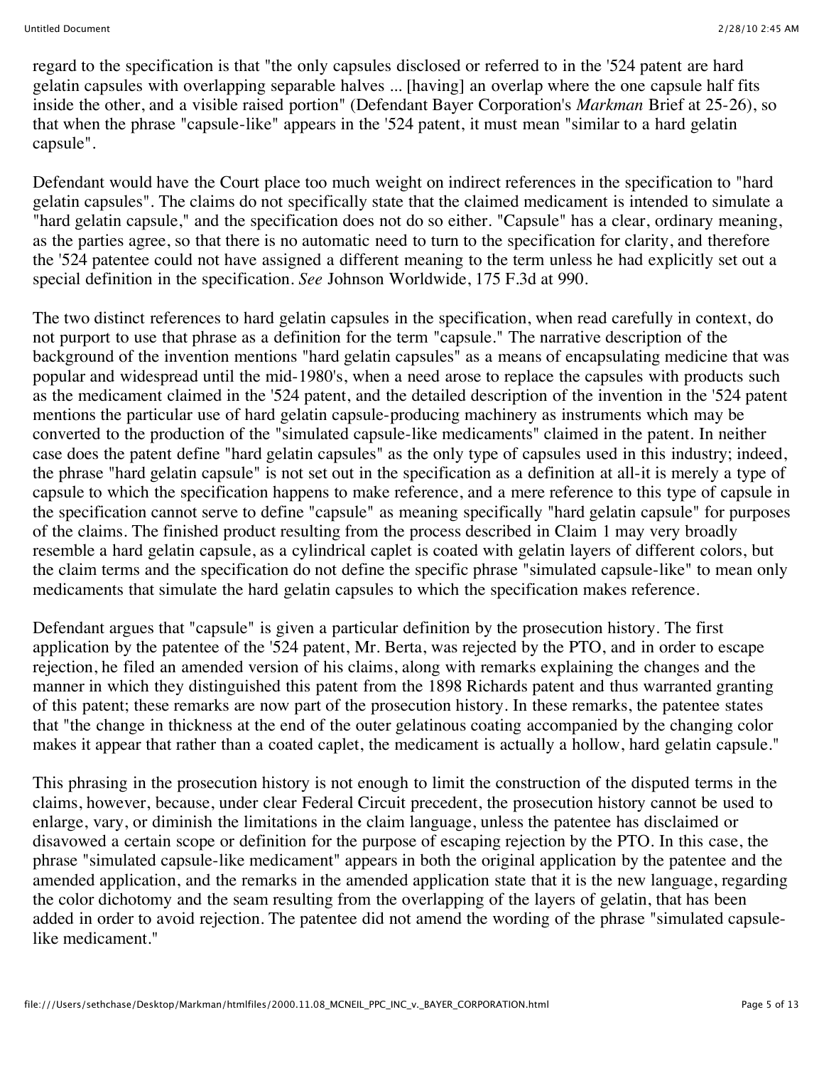regard to the specification is that "the only capsules disclosed or referred to in the '524 patent are hard gelatin capsules with overlapping separable halves ... [having] an overlap where the one capsule half fits inside the other, and a visible raised portion" (Defendant Bayer Corporation's *Markman* Brief at 25-26), so that when the phrase "capsule-like" appears in the '524 patent, it must mean "similar to a hard gelatin capsule".

Defendant would have the Court place too much weight on indirect references in the specification to "hard gelatin capsules". The claims do not specifically state that the claimed medicament is intended to simulate a "hard gelatin capsule," and the specification does not do so either. "Capsule" has a clear, ordinary meaning, as the parties agree, so that there is no automatic need to turn to the specification for clarity, and therefore the '524 patentee could not have assigned a different meaning to the term unless he had explicitly set out a special definition in the specification. *See* Johnson Worldwide, 175 F.3d at 990.

The two distinct references to hard gelatin capsules in the specification, when read carefully in context, do not purport to use that phrase as a definition for the term "capsule." The narrative description of the background of the invention mentions "hard gelatin capsules" as a means of encapsulating medicine that was popular and widespread until the mid-1980's, when a need arose to replace the capsules with products such as the medicament claimed in the '524 patent, and the detailed description of the invention in the '524 patent mentions the particular use of hard gelatin capsule-producing machinery as instruments which may be converted to the production of the "simulated capsule-like medicaments" claimed in the patent. In neither case does the patent define "hard gelatin capsules" as the only type of capsules used in this industry; indeed, the phrase "hard gelatin capsule" is not set out in the specification as a definition at all-it is merely a type of capsule to which the specification happens to make reference, and a mere reference to this type of capsule in the specification cannot serve to define "capsule" as meaning specifically "hard gelatin capsule" for purposes of the claims. The finished product resulting from the process described in Claim 1 may very broadly resemble a hard gelatin capsule, as a cylindrical caplet is coated with gelatin layers of different colors, but the claim terms and the specification do not define the specific phrase "simulated capsule-like" to mean only medicaments that simulate the hard gelatin capsules to which the specification makes reference.

Defendant argues that "capsule" is given a particular definition by the prosecution history. The first application by the patentee of the '524 patent, Mr. Berta, was rejected by the PTO, and in order to escape rejection, he filed an amended version of his claims, along with remarks explaining the changes and the manner in which they distinguished this patent from the 1898 Richards patent and thus warranted granting of this patent; these remarks are now part of the prosecution history. In these remarks, the patentee states that "the change in thickness at the end of the outer gelatinous coating accompanied by the changing color makes it appear that rather than a coated caplet, the medicament is actually a hollow, hard gelatin capsule."

This phrasing in the prosecution history is not enough to limit the construction of the disputed terms in the claims, however, because, under clear Federal Circuit precedent, the prosecution history cannot be used to enlarge, vary, or diminish the limitations in the claim language, unless the patentee has disclaimed or disavowed a certain scope or definition for the purpose of escaping rejection by the PTO. In this case, the phrase "simulated capsule-like medicament" appears in both the original application by the patentee and the amended application, and the remarks in the amended application state that it is the new language, regarding the color dichotomy and the seam resulting from the overlapping of the layers of gelatin, that has been added in order to avoid rejection. The patentee did not amend the wording of the phrase "simulated capsule-like medicament."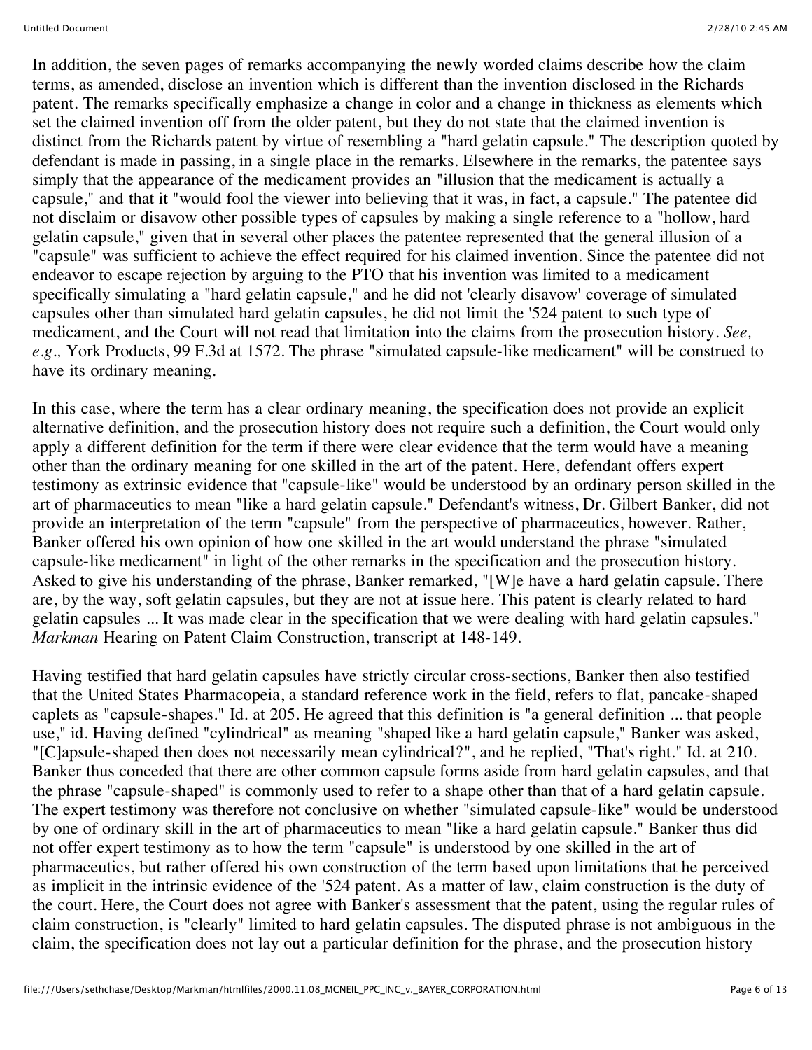In addition, the seven pages of remarks accompanying the newly worded claims describe how the claim terms, as amended, disclose an invention which is different than the invention disclosed in the Richards patent. The remarks specifically emphasize a change in color and a change in thickness as elements which set the claimed invention off from the older patent, but they do not state that the claimed invention is distinct from the Richards patent by virtue of resembling a "hard gelatin capsule." The description quoted by defendant is made in passing, in a single place in the remarks. Elsewhere in the remarks, the patentee says simply that the appearance of the medicament provides an "illusion that the medicament is actually a capsule," and that it "would fool the viewer into believing that it was, in fact, a capsule." The patentee did not disclaim or disavow other possible types of capsules by making a single reference to a "hollow, hard gelatin capsule," given that in several other places the patentee represented that the general illusion of a "capsule" was sufficient to achieve the effect required for his claimed invention. Since the patentee did not endeavor to escape rejection by arguing to the PTO that his invention was limited to a medicament specifically simulating a "hard gelatin capsule," and he did not 'clearly disavow' coverage of simulated capsules other than simulated hard gelatin capsules, he did not limit the '524 patent to such type of medicament, and the Court will not read that limitation into the claims from the prosecution history. *See, e.g.,* York Products, 99 F.3d at 1572. The phrase "simulated capsule-like medicament" will be construed to have its ordinary meaning.

In this case, where the term has a clear ordinary meaning, the specification does not provide an explicit alternative definition, and the prosecution history does not require such a definition, the Court would only apply a different definition for the term if there were clear evidence that the term would have a meaning other than the ordinary meaning for one skilled in the art of the patent. Here, defendant offers expert testimony as extrinsic evidence that "capsule-like" would be understood by an ordinary person skilled in the art of pharmaceutics to mean "like a hard gelatin capsule." Defendant's witness, Dr. Gilbert Banker, did not provide an interpretation of the term "capsule" from the perspective of pharmaceutics, however. Rather, Banker offered his own opinion of how one skilled in the art would understand the phrase "simulated capsule-like medicament" in light of the other remarks in the specification and the prosecution history. Asked to give his understanding of the phrase, Banker remarked, "[W]e have a hard gelatin capsule. There are, by the way, soft gelatin capsules, but they are not at issue here. This patent is clearly related to hard gelatin capsules ... It was made clear in the specification that we were dealing with hard gelatin capsules." *Markman* Hearing on Patent Claim Construction, transcript at 148-149.

Having testified that hard gelatin capsules have strictly circular cross-sections, Banker then also testified that the United States Pharmacopeia, a standard reference work in the field, refers to flat, pancake-shaped caplets as "capsule-shapes." Id. at 205. He agreed that this definition is "a general definition ... that people use," id. Having defined "cylindrical" as meaning "shaped like a hard gelatin capsule," Banker was asked, "[C]apsule-shaped then does not necessarily mean cylindrical?", and he replied, "That's right." Id. at 210. Banker thus conceded that there are other common capsule forms aside from hard gelatin capsules, and that the phrase "capsule-shaped" is commonly used to refer to a shape other than that of a hard gelatin capsule. The expert testimony was therefore not conclusive on whether "simulated capsule-like" would be understood by one of ordinary skill in the art of pharmaceutics to mean "like a hard gelatin capsule." Banker thus did not offer expert testimony as to how the term "capsule" is understood by one skilled in the art of pharmaceutics, but rather offered his own construction of the term based upon limitations that he perceived as implicit in the intrinsic evidence of the '524 patent. As a matter of law, claim construction is the duty of the court. Here, the Court does not agree with Banker's assessment that the patent, using the regular rules of claim construction, is "clearly" limited to hard gelatin capsules. The disputed phrase is not ambiguous in the claim, the specification does not lay out a particular definition for the phrase, and the prosecution history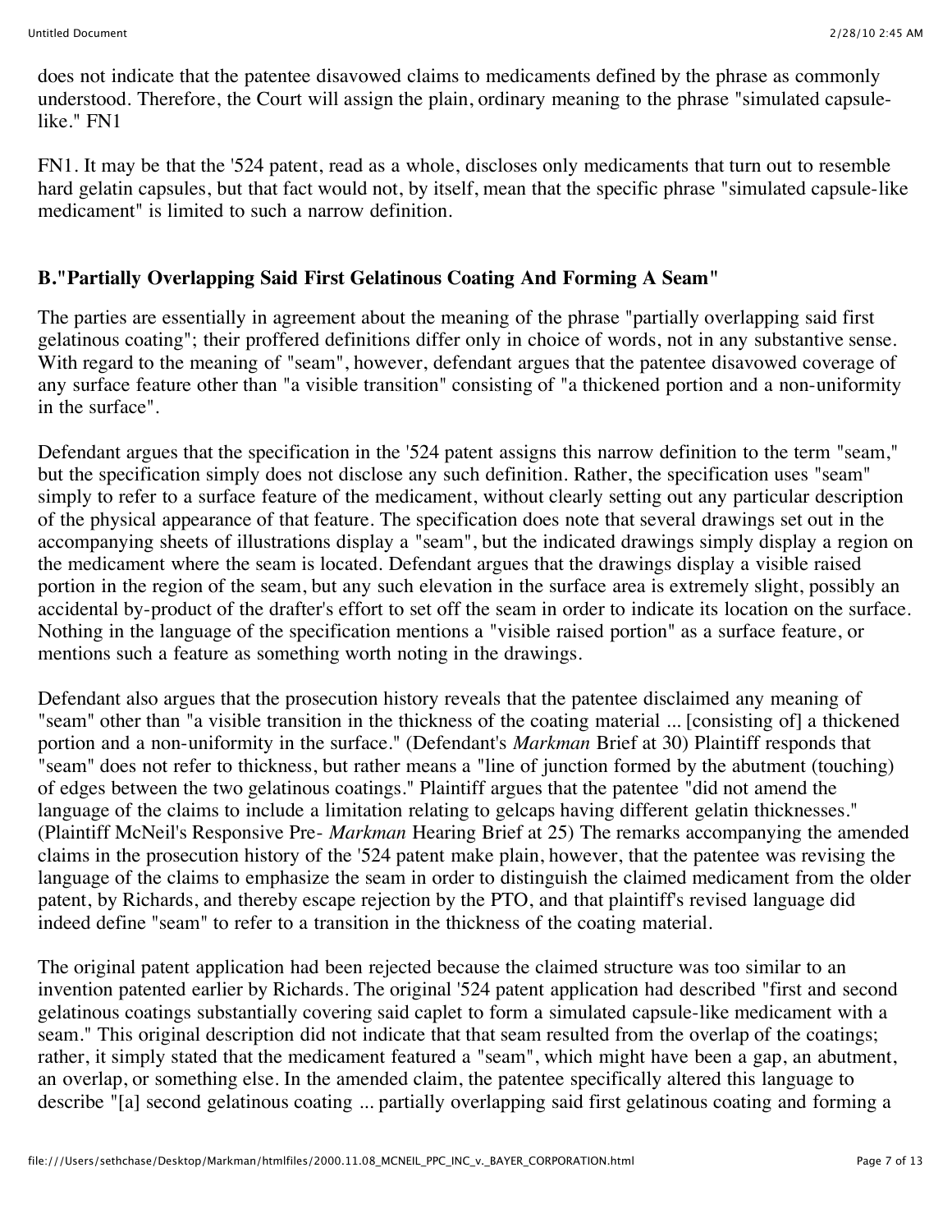does not indicate that the patentee disavowed claims to medicaments defined by the phrase as commonly understood. Therefore, the Court will assign the plain, ordinary meaning to the phrase "simulated capsule-like." FN1

FN1. It may be that the '524 patent, read as a whole, discloses only medicaments that turn out to resemble hard gelatin capsules, but that fact would not, by itself, mean that the specific phrase "simulated capsule-like medicament" is limited to such a narrow definition.

### B."Partially Overlapping Said First Gelatinous Coating And Forming A Seam"

The parties are essentially in agreement about the meaning of the phrase "partially overlapping said first gelatinous coating"; their proffered definitions differ only in choice of words, not in any substantive sense. With regard to the meaning of "seam", however, defendant argues that the patentee disavowed coverage of any surface feature other than "a visible transition" consisting of "a thickened portion and a non-uniformity in the surface".

Defendant argues that the specification in the '524 patent assigns this narrow definition to the term "seam," but the specification simply does not disclose any such definition. Rather, the specification uses "seam" simply to refer to a surface feature of the medicament, without clearly setting out any particular description of the physical appearance of that feature. The specification does note that several drawings set out in the accompanying sheets of illustrations display a "seam", but the indicated drawings simply display a region on the medicament where the seam is located. Defendant argues that the drawings display a visible raised portion in the region of the seam, but any such elevation in the surface area is extremely slight, possibly an accidental by-product of the drafter's effort to set off the seam in order to indicate its location on the surface. Nothing in the language of the specification mentions a "visible raised portion" as a surface feature, or mentions such a feature as something worth noting in the drawings.

Defendant also argues that the prosecution history reveals that the patentee disclaimed any meaning of "seam" other than "a visible transition in the thickness of the coating material ... [consisting of] a thickened portion and a non-uniformity in the surface." (Defendant's *Markman* Brief at 30) Plaintiff responds that "seam" does not refer to thickness, but rather means a "line of junction formed by the abutment (touching) of edges between the two gelatinous coatings." Plaintiff argues that the patentee "did not amend the language of the claims to include a limitation relating to gelcaps having different gelatin thicknesses." (Plaintiff McNeil's Responsive Pre- *Markman* Hearing Brief at 25) The remarks accompanying the amended claims in the prosecution history of the '524 patent make plain, however, that the patentee was revising the language of the claims to emphasize the seam in order to distinguish the claimed medicament from the older patent, by Richards, and thereby escape rejection by the PTO, and that plaintiff's revised language did indeed define "seam" to refer to a transition in the thickness of the coating material.

The original patent application had been rejected because the claimed structure was too similar to an invention patented earlier by Richards. The original '524 patent application had described "first and second gelatinous coatings substantially covering said caplet to form a simulated capsule-like medicament with a seam." This original description did not indicate that that seam resulted from the overlap of the coatings; rather, it simply stated that the medicament featured a "seam", which might have been a gap, an abutment, an overlap, or something else. In the amended claim, the patentee specifically altered this language to describe "[a] second gelatinous coating ... partially overlapping said first gelatinous coating and forming a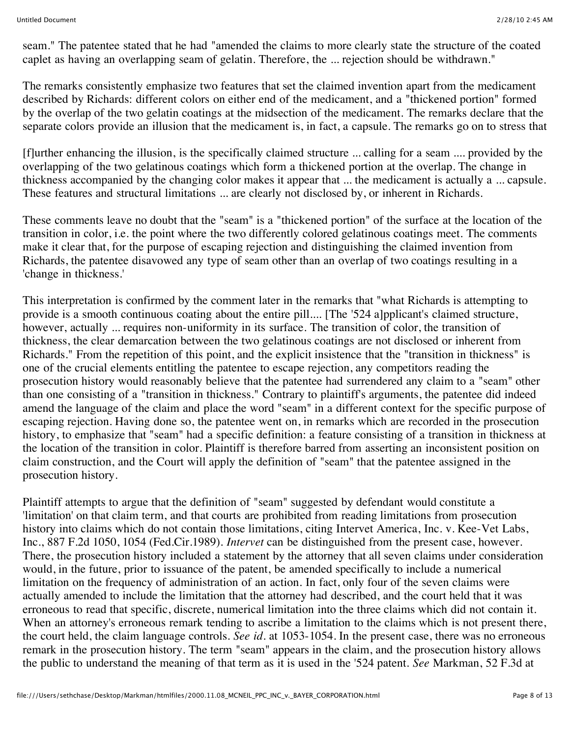seam." The patentee stated that he had "amended the claims to more clearly state the structure of the coated caplet as having an overlapping seam of gelatin. Therefore, the ... rejection should be withdrawn."

The remarks consistently emphasize two features that set the claimed invention apart from the medicament described by Richards: different colors on either end of the medicament, and a "thickened portion" formed by the overlap of the two gelatin coatings at the midsection of the medicament. The remarks declare that the separate colors provide an illusion that the medicament is, in fact, a capsule. The remarks go on to stress that

[f]urther enhancing the illusion, is the specifically claimed structure ... calling for a seam .... provided by the overlapping of the two gelatinous coatings which form a thickened portion at the overlap. The change in thickness accompanied by the changing color makes it appear that ... the medicament is actually a ... capsule. These features and structural limitations ... are clearly not disclosed by, or inherent in Richards.

These comments leave no doubt that the "seam" is a "thickened portion" of the surface at the location of the transition in color, i.e. the point where the two differently colored gelatinous coatings meet. The comments make it clear that, for the purpose of escaping rejection and distinguishing the claimed invention from Richards, the patentee disavowed any type of seam other than an overlap of two coatings resulting in a 'change in thickness.'

This interpretation is confirmed by the comment later in the remarks that "what Richards is attempting to provide is a smooth continuous coating about the entire pill.... [The '524 a]pplicant's claimed structure, however, actually ... requires non-uniformity in its surface. The transition of color, the transition of thickness, the clear demarcation between the two gelatinous coatings are not disclosed or inherent from Richards." From the repetition of this point, and the explicit insistence that the "transition in thickness" is one of the crucial elements entitling the patentee to escape rejection, any competitors reading the prosecution history would reasonably believe that the patentee had surrendered any claim to a "seam" other than one consisting of a "transition in thickness." Contrary to plaintiff's arguments, the patentee did indeed amend the language of the claim and place the word "seam" in a different context for the specific purpose of escaping rejection. Having done so, the patentee went on, in remarks which are recorded in the prosecution history, to emphasize that "seam" had a specific definition: a feature consisting of a transition in thickness at the location of the transition in color. Plaintiff is therefore barred from asserting an inconsistent position on claim construction, and the Court will apply the definition of "seam" that the patentee assigned in the prosecution history.

Plaintiff attempts to argue that the definition of "seam" suggested by defendant would constitute a 'limitation' on that claim term, and that courts are prohibited from reading limitations from prosecution history into claims which do not contain those limitations, citing Intervet America, Inc. v. Kee-Vet Labs, Inc., 887 F.2d 1050, 1054 (Fed.Cir.1989). *Intervet* can be distinguished from the present case, however. There, the prosecution history included a statement by the attorney that all seven claims under consideration would, in the future, prior to issuance of the patent, be amended specifically to include a numerical limitation on the frequency of administration of an action. In fact, only four of the seven claims were actually amended to include the limitation that the attorney had described, and the court held that it was erroneous to read that specific, discrete, numerical limitation into the three claims which did not contain it. When an attorney's erroneous remark tending to ascribe a limitation to the claims which is not present there, the court held, the claim language controls. *See id.* at 1053-1054. In the present case, there was no erroneous remark in the prosecution history. The term "seam" appears in the claim, and the prosecution history allows the public to understand the meaning of that term as it is used in the '524 patent. *See* Markman, 52 F.3d at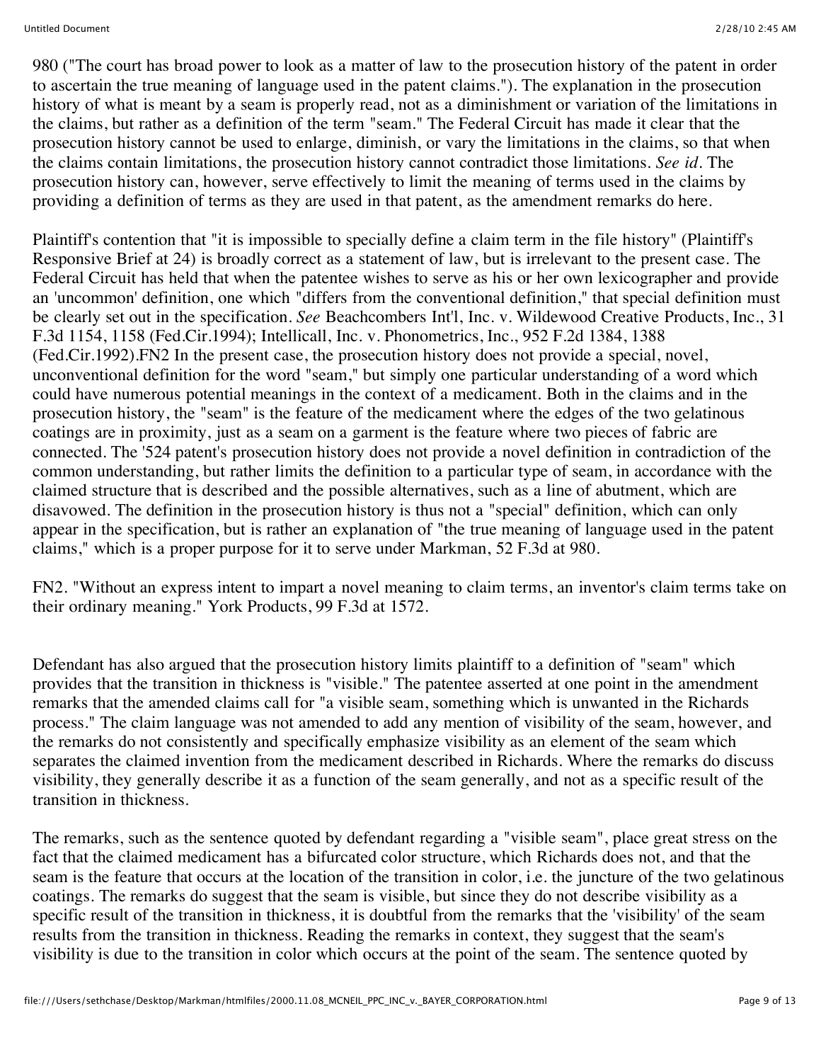980 ("The court has broad power to look as a matter of law to the prosecution history of the patent in order to ascertain the true meaning of language used in the patent claims."). The explanation in the prosecution history of what is meant by a seam is properly read, not as a diminishment or variation of the limitations in the claims, but rather as a definition of the term "seam." The Federal Circuit has made it clear that the prosecution history cannot be used to enlarge, diminish, or vary the limitations in the claims, so that when the claims contain limitations, the prosecution history cannot contradict those limitations. *See id.* The prosecution history can, however, serve effectively to limit the meaning of terms used in the claims by providing a definition of terms as they are used in that patent, as the amendment remarks do here.

Plaintiff's contention that "it is impossible to specially define a claim term in the file history" (Plaintiff's Responsive Brief at 24) is broadly correct as a statement of law, but is irrelevant to the present case. The Federal Circuit has held that when the patentee wishes to serve as his or her own lexicographer and provide an 'uncommon' definition, one which "differs from the conventional definition," that special definition must be clearly set out in the specification. *See* Beachcombers Int'l, Inc. v. Wildewood Creative Products, Inc., 31 F.3d 1154, 1158 (Fed.Cir.1994); Intellicall, Inc. v. Phonometrics, Inc., 952 F.2d 1384, 1388 (Fed.Cir.1992).FN2 In the present case, the prosecution history does not provide a special, novel, unconventional definition for the word "seam," but simply one particular understanding of a word which could have numerous potential meanings in the context of a medicament. Both in the claims and in the prosecution history, the "seam" is the feature of the medicament where the edges of the two gelatinous coatings are in proximity, just as a seam on a garment is the feature where two pieces of fabric are connected. The '524 patent's prosecution history does not provide a novel definition in contradiction of the common understanding, but rather limits the definition to a particular type of seam, in accordance with the claimed structure that is described and the possible alternatives, such as a line of abutment, which are disavowed. The definition in the prosecution history is thus not a "special" definition, which can only appear in the specification, but is rather an explanation of "the true meaning of language used in the patent claims," which is a proper purpose for it to serve under Markman, 52 F.3d at 980.

FN2. "Without an express intent to impart a novel meaning to claim terms, an inventor's claim terms take on their ordinary meaning." York Products, 99 F.3d at 1572.

Defendant has also argued that the prosecution history limits plaintiff to a definition of "seam" which provides that the transition in thickness is "visible." The patentee asserted at one point in the amendment remarks that the amended claims call for "a visible seam, something which is unwanted in the Richards process." The claim language was not amended to add any mention of visibility of the seam, however, and the remarks do not consistently and specifically emphasize visibility as an element of the seam which separates the claimed invention from the medicament described in Richards. Where the remarks do discuss visibility, they generally describe it as a function of the seam generally, and not as a specific result of the transition in thickness.

The remarks, such as the sentence quoted by defendant regarding a "visible seam", place great stress on the fact that the claimed medicament has a bifurcated color structure, which Richards does not, and that the seam is the feature that occurs at the location of the transition in color, i.e. the juncture of the two gelatinous coatings. The remarks do suggest that the seam is visible, but since they do not describe visibility as a specific result of the transition in thickness, it is doubtful from the remarks that the 'visibility' of the seam results from the transition in thickness. Reading the remarks in context, they suggest that the seam's visibility is due to the transition in color which occurs at the point of the seam. The sentence quoted by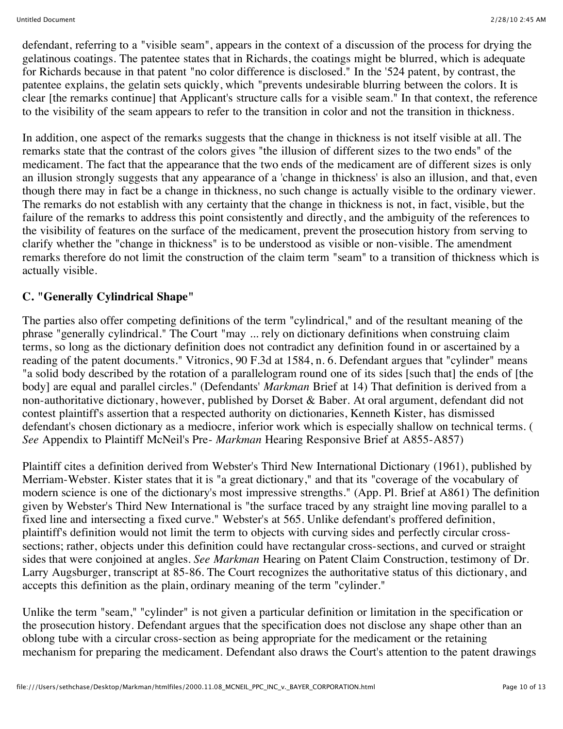defendant, referring to a "visible seam", appears in the context of a discussion of the process for drying the gelatinous coatings. The patentee states that in Richards, the coatings might be blurred, which is adequate for Richards because in that patent "no color difference is disclosed." In the '524 patent, by contrast, the patentee explains, the gelatin sets quickly, which "prevents undesirable blurring between the colors. It is clear [the remarks continue] that Applicant's structure calls for a visible seam." In that context, the reference to the visibility of the seam appears to refer to the transition in color and not the transition in thickness.

In addition, one aspect of the remarks suggests that the change in thickness is not itself visible at all. The remarks state that the contrast of the colors gives "the illusion of different sizes to the two ends" of the medicament. The fact that the appearance that the two ends of the medicament are of different sizes is only an illusion strongly suggests that any appearance of a 'change in thickness' is also an illusion, and that, even though there may in fact be a change in thickness, no such change is actually visible to the ordinary viewer. The remarks do not establish with any certainty that the change in thickness is not, in fact, visible, but the failure of the remarks to address this point consistently and directly, and the ambiguity of the references to the visibility of features on the surface of the medicament, prevent the prosecution history from serving to clarify whether the "change in thickness" is to be understood as visible or non-visible. The amendment remarks therefore do not limit the construction of the claim term "seam" to a transition of thickness which is actually visible.

### C. "Generally Cylindrical Shape"

The parties also offer competing definitions of the term "cylindrical," and of the resultant meaning of the phrase "generally cylindrical." The Court "may ... rely on dictionary definitions when construing claim terms, so long as the dictionary definition does not contradict any definition found in or ascertained by a reading of the patent documents." Vitronics, 90 F.3d at 1584, n. 6. Defendant argues that "cylinder" means "a solid body described by the rotation of a parallelogram round one of its sides [such that] the ends of [the body] are equal and parallel circles." (Defendants' *Markman* Brief at 14) That definition is derived from a non-authoritative dictionary, however, published by Dorset & Baber. At oral argument, defendant did not contest plaintiff's assertion that a respected authority on dictionaries, Kenneth Kister, has dismissed defendant's chosen dictionary as a mediocre, inferior work which is especially shallow on technical terms. ( *See* Appendix to Plaintiff McNeil's Pre- *Markman* Hearing Responsive Brief at A855-A857)

Plaintiff cites a definition derived from Webster's Third New International Dictionary (1961), published by Merriam-Webster. Kister states that it is "a great dictionary," and that its "coverage of the vocabulary of modern science is one of the dictionary's most impressive strengths." (App. Pl. Brief at A861) The definition given by Webster's Third New International is "the surface traced by any straight line moving parallel to a fixed line and intersecting a fixed curve." Webster's at 565. Unlike defendant's proffered definition, plaintiff's definition would not limit the term to objects with curving sides and perfectly circular cross-sections; rather, objects under this definition could have rectangular cross-sections, and curved or straight sides that were conjoined at angles. *See Markman* Hearing on Patent Claim Construction, testimony of Dr. Larry Augsburger, transcript at 85-86. The Court recognizes the authoritative status of this dictionary, and accepts this definition as the plain, ordinary meaning of the term "cylinder."

Unlike the term "seam," "cylinder" is not given a particular definition or limitation in the specification or the prosecution history. Defendant argues that the specification does not disclose any shape other than an oblong tube with a circular cross-section as being appropriate for the medicament or the retaining mechanism for preparing the medicament. Defendant also draws the Court's attention to the patent drawings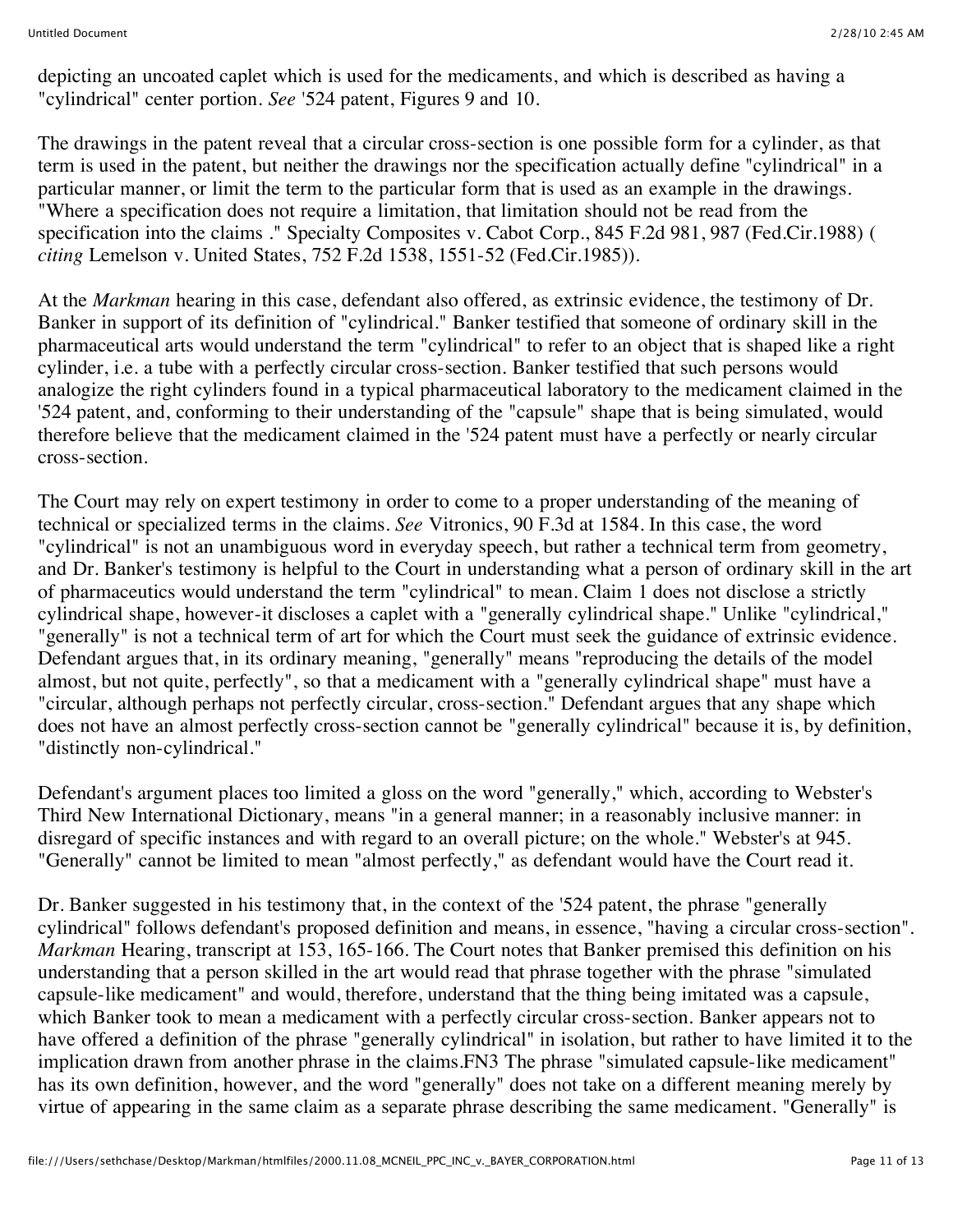depicting an uncoated caplet which is used for the medicaments, and which is described as having a "cylindrical" center portion. *See* '524 patent, Figures 9 and 10.

The drawings in the patent reveal that a circular cross-section is one possible form for a cylinder, as that term is used in the patent, but neither the drawings nor the specification actually define "cylindrical" in a particular manner, or limit the term to the particular form that is used as an example in the drawings. "Where a specification does not require a limitation, that limitation should not be read from the specification into the claims ." Specialty Composites v. Cabot Corp., 845 F.2d 981, 987 (Fed.Cir.1988) ( *citing* Lemelson v. United States, 752 F.2d 1538, 1551-52 (Fed.Cir.1985)).

At the *Markman* hearing in this case, defendant also offered, as extrinsic evidence, the testimony of Dr. Banker in support of its definition of "cylindrical." Banker testified that someone of ordinary skill in the pharmaceutical arts would understand the term "cylindrical" to refer to an object that is shaped like a right cylinder, i.e. a tube with a perfectly circular cross-section. Banker testified that such persons would analogize the right cylinders found in a typical pharmaceutical laboratory to the medicament claimed in the '524 patent, and, conforming to their understanding of the "capsule" shape that is being simulated, would therefore believe that the medicament claimed in the '524 patent must have a perfectly or nearly circular cross-section.

The Court may rely on expert testimony in order to come to a proper understanding of the meaning of technical or specialized terms in the claims. *See* Vitronics, 90 F.3d at 1584. In this case, the word "cylindrical" is not an unambiguous word in everyday speech, but rather a technical term from geometry, and Dr. Banker's testimony is helpful to the Court in understanding what a person of ordinary skill in the art of pharmaceutics would understand the term "cylindrical" to mean. Claim 1 does not disclose a strictly cylindrical shape, however-it discloses a caplet with a "generally cylindrical shape." Unlike "cylindrical," "generally" is not a technical term of art for which the Court must seek the guidance of extrinsic evidence. Defendant argues that, in its ordinary meaning, "generally" means "reproducing the details of the model almost, but not quite, perfectly", so that a medicament with a "generally cylindrical shape" must have a "circular, although perhaps not perfectly circular, cross-section." Defendant argues that any shape which does not have an almost perfectly cross-section cannot be "generally cylindrical" because it is, by definition, "distinctly non-cylindrical."

Defendant's argument places too limited a gloss on the word "generally," which, according to Webster's Third New International Dictionary, means "in a general manner; in a reasonably inclusive manner: in disregard of specific instances and with regard to an overall picture; on the whole." Webster's at 945. "Generally" cannot be limited to mean "almost perfectly," as defendant would have the Court read it.

Dr. Banker suggested in his testimony that, in the context of the '524 patent, the phrase "generally cylindrical" follows defendant's proposed definition and means, in essence, "having a circular cross-section". *Markman* Hearing, transcript at 153, 165-166. The Court notes that Banker premised this definition on his understanding that a person skilled in the art would read that phrase together with the phrase "simulated capsule-like medicament" and would, therefore, understand that the thing being imitated was a capsule, which Banker took to mean a medicament with a perfectly circular cross-section. Banker appears not to have offered a definition of the phrase "generally cylindrical" in isolation, but rather to have limited it to the implication drawn from another phrase in the claims.FN3 The phrase "simulated capsule-like medicament" has its own definition, however, and the word "generally" does not take on a different meaning merely by virtue of appearing in the same claim as a separate phrase describing the same medicament. "Generally" is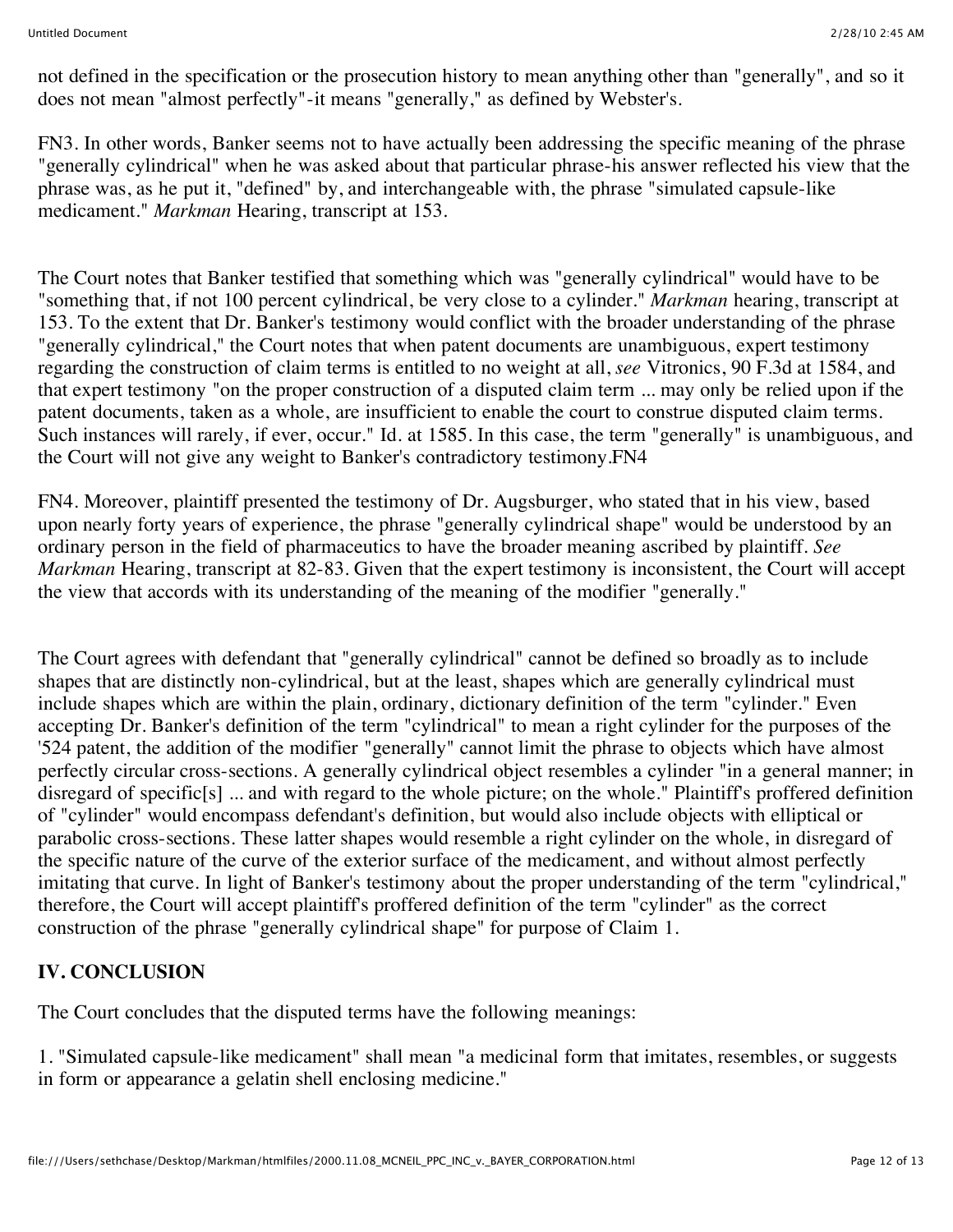not defined in the specification or the prosecution history to mean anything other than "generally", and so it does not mean "almost perfectly"-it means "generally," as defined by Webster's.

FN3. In other words, Banker seems not to have actually been addressing the specific meaning of the phrase "generally cylindrical" when he was asked about that particular phrase-his answer reflected his view that the phrase was, as he put it, "defined" by, and interchangeable with, the phrase "simulated capsule-like medicament." *Markman* Hearing, transcript at 153.

The Court notes that Banker testified that something which was "generally cylindrical" would have to be "something that, if not 100 percent cylindrical, be very close to a cylinder." *Markman* hearing, transcript at 153. To the extent that Dr. Banker's testimony would conflict with the broader understanding of the phrase "generally cylindrical," the Court notes that when patent documents are unambiguous, expert testimony regarding the construction of claim terms is entitled to no weight at all, *see* Vitronics, 90 F.3d at 1584, and that expert testimony "on the proper construction of a disputed claim term ... may only be relied upon if the patent documents, taken as a whole, are insufficient to enable the court to construe disputed claim terms. Such instances will rarely, if ever, occur." Id. at 1585. In this case, the term "generally" is unambiguous, and the Court will not give any weight to Banker's contradictory testimony.FN4

FN4. Moreover, plaintiff presented the testimony of Dr. Augsburger, who stated that in his view, based upon nearly forty years of experience, the phrase "generally cylindrical shape" would be understood by an ordinary person in the field of pharmaceutics to have the broader meaning ascribed by plaintiff. *See Markman* Hearing, transcript at 82-83. Given that the expert testimony is inconsistent, the Court will accept the view that accords with its understanding of the meaning of the modifier "generally."

The Court agrees with defendant that "generally cylindrical" cannot be defined so broadly as to include shapes that are distinctly non-cylindrical, but at the least, shapes which are generally cylindrical must include shapes which are within the plain, ordinary, dictionary definition of the term "cylinder." Even accepting Dr. Banker's definition of the term "cylindrical" to mean a right cylinder for the purposes of the '524 patent, the addition of the modifier "generally" cannot limit the phrase to objects which have almost perfectly circular cross-sections. A generally cylindrical object resembles a cylinder "in a general manner; in disregard of specific[s] ... and with regard to the whole picture; on the whole." Plaintiff's proffered definition of "cylinder" would encompass defendant's definition, but would also include objects with elliptical or parabolic cross-sections. These latter shapes would resemble a right cylinder on the whole, in disregard of the specific nature of the curve of the exterior surface of the medicament, and without almost perfectly imitating that curve. In light of Banker's testimony about the proper understanding of the term "cylindrical," therefore, the Court will accept plaintiff's proffered definition of the term "cylinder" as the correct construction of the phrase "generally cylindrical shape" for purpose of Claim 1.

## IV. CONCLUSION

The Court concludes that the disputed terms have the following meanings:

1. "Simulated capsule-like medicament" shall mean "a medicinal form that imitates, resembles, or suggests in form or appearance a gelatin shell enclosing medicine."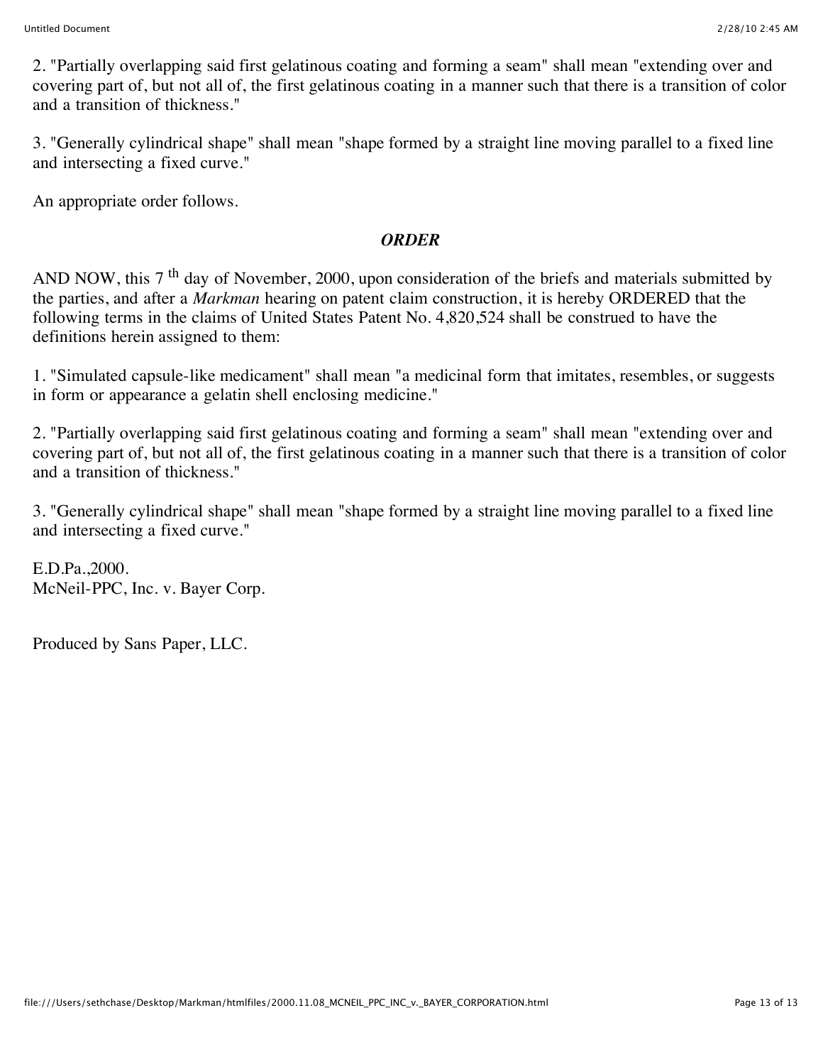2. "Partially overlapping said first gelatinous coating and forming a seam" shall mean "extending over and covering part of, but not all of, the first gelatinous coating in a manner such that there is a transition of color and a transition of thickness."

3. "Generally cylindrical shape" shall mean "shape formed by a straight line moving parallel to a fixed line and intersecting a fixed curve."

An appropriate order follows.

### *ORDER*

AND NOW, this 7[th] day of November, 2000, upon consideration of the briefs and materials submitted by the parties, and after a *Markman* hearing on patent claim construction, it is hereby ORDERED that the following terms in the claims of United States Patent No. 4,820,524 shall be construed to have the definitions herein assigned to them:

1. "Simulated capsule-like medicament" shall mean "a medicinal form that imitates, resembles, or suggests in form or appearance a gelatin shell enclosing medicine."

2. "Partially overlapping said first gelatinous coating and forming a seam" shall mean "extending over and covering part of, but not all of, the first gelatinous coating in a manner such that there is a transition of color and a transition of thickness."

3. "Generally cylindrical shape" shall mean "shape formed by a straight line moving parallel to a fixed line and intersecting a fixed curve."

E.D.Pa.,2000.
McNeil-PPC, Inc. v. Bayer Corp.

Produced by Sans Paper, LLC.